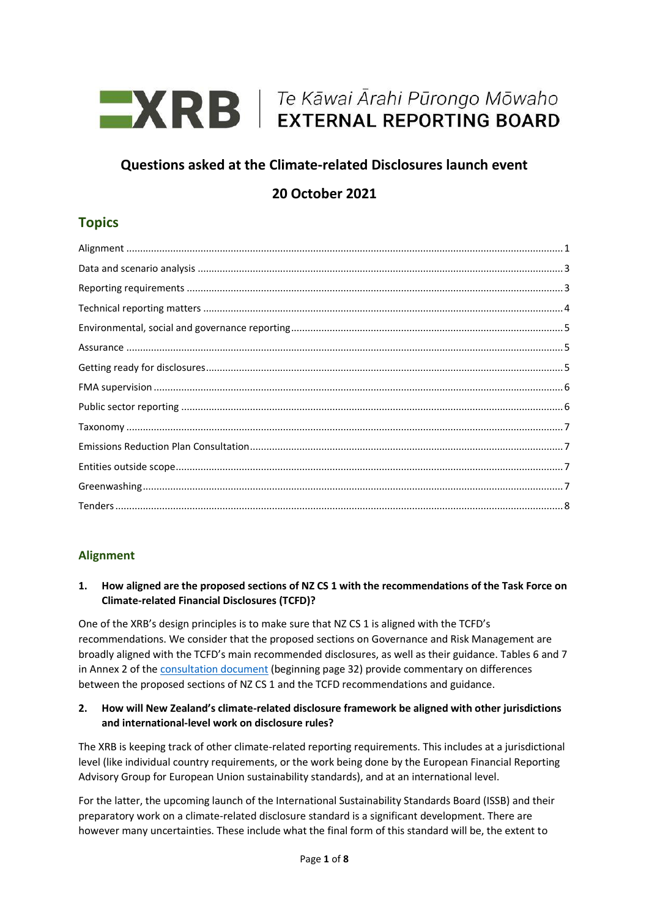XRB | Te Kāwai Ārahi Pūrongo Mōwaho
EXTERNAL REPORTING BOARD

# Questions asked at the Climate-related Disclosures launch event

## 20 October 2021

## Topics

- Alignment ..... 1
- Data and scenario analysis ..... 3
- Reporting requirements ..... 3
- Technical reporting matters ..... 4
- Environmental, social and governance reporting ..... 5
- Assurance ..... 5
- Getting ready for disclosures ..... 5
- FMA supervision ..... 6
- Public sector reporting ..... 6
- Taxonomy ..... 7
- Emissions Reduction Plan Consultation ..... 7
- Entities outside scope ..... 7
- Greenwashing ..... 7
- Tenders ..... 8

## Alignment

**1. How aligned are the proposed sections of NZ CS 1 with the recommendations of the Task Force on Climate-related Financial Disclosures (TCFD)?**

One of the XRB's design principles is to make sure that NZ CS 1 is aligned with the TCFD's recommendations. We consider that the proposed sections on Governance and Risk Management are broadly aligned with the TCFD's main recommended disclosures, as well as their guidance. Tables 6 and 7 in Annex 2 of the consultation document (beginning page 32) provide commentary on differences between the proposed sections of NZ CS 1 and the TCFD recommendations and guidance.

**2. How will New Zealand's climate-related disclosure framework be aligned with other jurisdictions and international-level work on disclosure rules?**

The XRB is keeping track of other climate-related reporting requirements. This includes at a jurisdictional level (like individual country requirements, or the work being done by the European Financial Reporting Advisory Group for European Union sustainability standards), and at an international level.

For the latter, the upcoming launch of the International Sustainability Standards Board (ISSB) and their preparatory work on a climate-related disclosure standard is a significant development. There are however many uncertainties. These include what the final form of this standard will be, the extent to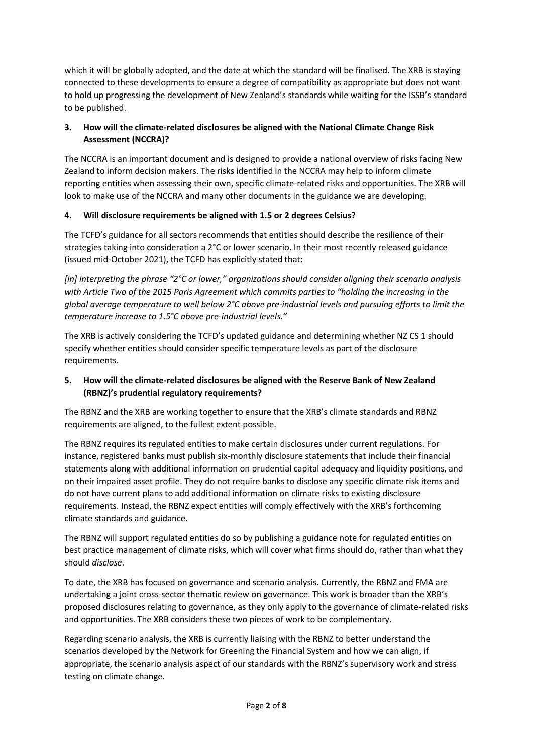which it will be globally adopted, and the date at which the standard will be finalised. The XRB is staying connected to these developments to ensure a degree of compatibility as appropriate but does not want to hold up progressing the development of New Zealand's standards while waiting for the ISSB's standard to be published.

### 3. How will the climate-related disclosures be aligned with the National Climate Change Risk Assessment (NCCRA)?

The NCCRA is an important document and is designed to provide a national overview of risks facing New Zealand to inform decision makers. The risks identified in the NCCRA may help to inform climate reporting entities when assessing their own, specific climate-related risks and opportunities. The XRB will look to make use of the NCCRA and many other documents in the guidance we are developing.

### 4. Will disclosure requirements be aligned with 1.5 or 2 degrees Celsius?

The TCFD's guidance for all sectors recommends that entities should describe the resilience of their strategies taking into consideration a 2°C or lower scenario. In their most recently released guidance (issued mid-October 2021), the TCFD has explicitly stated that:

*[in] interpreting the phrase "2°C or lower," organizations should consider aligning their scenario analysis with Article Two of the 2015 Paris Agreement which commits parties to "holding the increasing in the global average temperature to well below 2°C above pre-industrial levels and pursuing efforts to limit the temperature increase to 1.5°C above pre-industrial levels."*

The XRB is actively considering the TCFD's updated guidance and determining whether NZ CS 1 should specify whether entities should consider specific temperature levels as part of the disclosure requirements.

### 5. How will the climate-related disclosures be aligned with the Reserve Bank of New Zealand (RBNZ)'s prudential regulatory requirements?

The RBNZ and the XRB are working together to ensure that the XRB's climate standards and RBNZ requirements are aligned, to the fullest extent possible.

The RBNZ requires its regulated entities to make certain disclosures under current regulations. For instance, registered banks must publish six-monthly disclosure statements that include their financial statements along with additional information on prudential capital adequacy and liquidity positions, and on their impaired asset profile. They do not require banks to disclose any specific climate risk items and do not have current plans to add additional information on climate risks to existing disclosure requirements. Instead, the RBNZ expect entities will comply effectively with the XRB's forthcoming climate standards and guidance.

The RBNZ will support regulated entities do so by publishing a guidance note for regulated entities on best practice management of climate risks, which will cover what firms should do, rather than what they should *disclose*.

To date, the XRB has focused on governance and scenario analysis. Currently, the RBNZ and FMA are undertaking a joint cross-sector thematic review on governance. This work is broader than the XRB's proposed disclosures relating to governance, as they only apply to the governance of climate-related risks and opportunities. The XRB considers these two pieces of work to be complementary.

Regarding scenario analysis, the XRB is currently liaising with the RBNZ to better understand the scenarios developed by the Network for Greening the Financial System and how we can align, if appropriate, the scenario analysis aspect of our standards with the RBNZ's supervisory work and stress testing on climate change.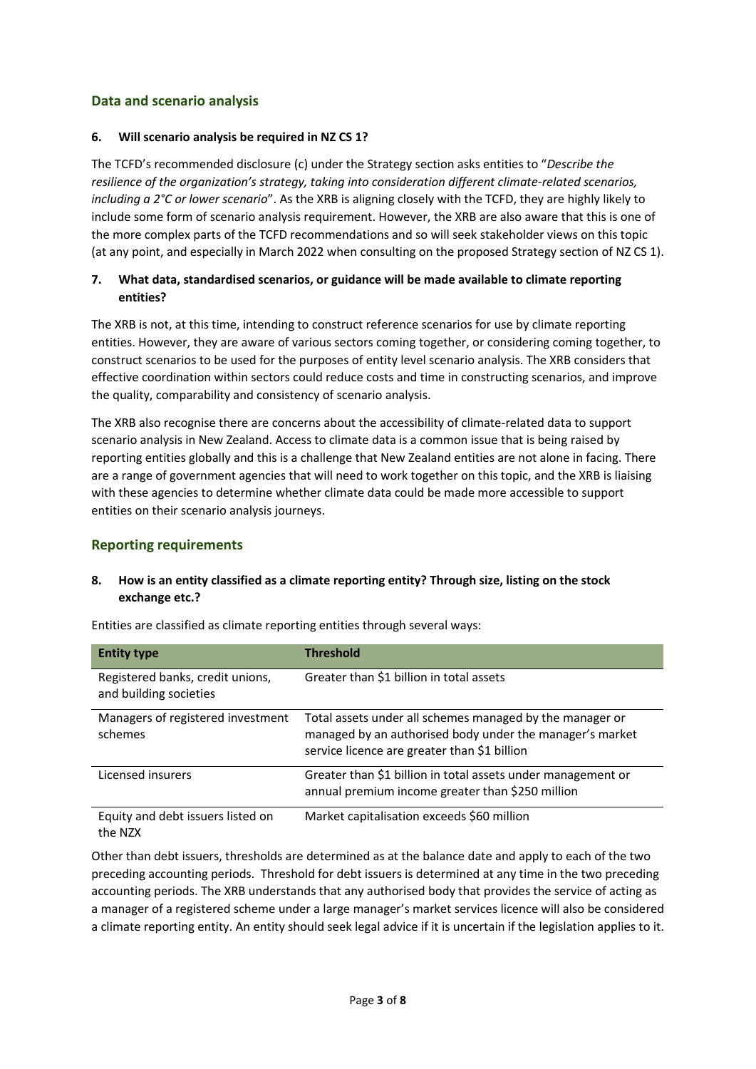## Data and scenario analysis

**6. Will scenario analysis be required in NZ CS 1?**

The TCFD's recommended disclosure (c) under the Strategy section asks entities to "*Describe the resilience of the organization's strategy, taking into consideration different climate-related scenarios, including a 2°C or lower scenario*". As the XRB is aligning closely with the TCFD, they are highly likely to include some form of scenario analysis requirement. However, the XRB are also aware that this is one of the more complex parts of the TCFD recommendations and so will seek stakeholder views on this topic (at any point, and especially in March 2022 when consulting on the proposed Strategy section of NZ CS 1).

**7. What data, standardised scenarios, or guidance will be made available to climate reporting entities?**

The XRB is not, at this time, intending to construct reference scenarios for use by climate reporting entities. However, they are aware of various sectors coming together, or considering coming together, to construct scenarios to be used for the purposes of entity level scenario analysis. The XRB considers that effective coordination within sectors could reduce costs and time in constructing scenarios, and improve the quality, comparability and consistency of scenario analysis.

The XRB also recognise there are concerns about the accessibility of climate-related data to support scenario analysis in New Zealand. Access to climate data is a common issue that is being raised by reporting entities globally and this is a challenge that New Zealand entities are not alone in facing. There are a range of government agencies that will need to work together on this topic, and the XRB is liaising with these agencies to determine whether climate data could be made more accessible to support entities on their scenario analysis journeys.

## Reporting requirements

**8. How is an entity classified as a climate reporting entity? Through size, listing on the stock exchange etc.?**

Entities are classified as climate reporting entities through several ways:

| Entity type | Threshold |
|---|---|
| Registered banks, credit unions, and building societies | Greater than $1 billion in total assets |
| Managers of registered investment schemes | Total assets under all schemes managed by the manager or managed by an authorised body under the manager's market service licence are greater than $1 billion |
| Licensed insurers | Greater than $1 billion in total assets under management or annual premium income greater than $250 million |
| Equity and debt issuers listed on the NZX | Market capitalisation exceeds $60 million |

Other than debt issuers, thresholds are determined as at the balance date and apply to each of the two preceding accounting periods. Threshold for debt issuers is determined at any time in the two preceding accounting periods. The XRB understands that any authorised body that provides the service of acting as a manager of a registered scheme under a large manager's market services licence will also be considered a climate reporting entity. An entity should seek legal advice if it is uncertain if the legislation applies to it.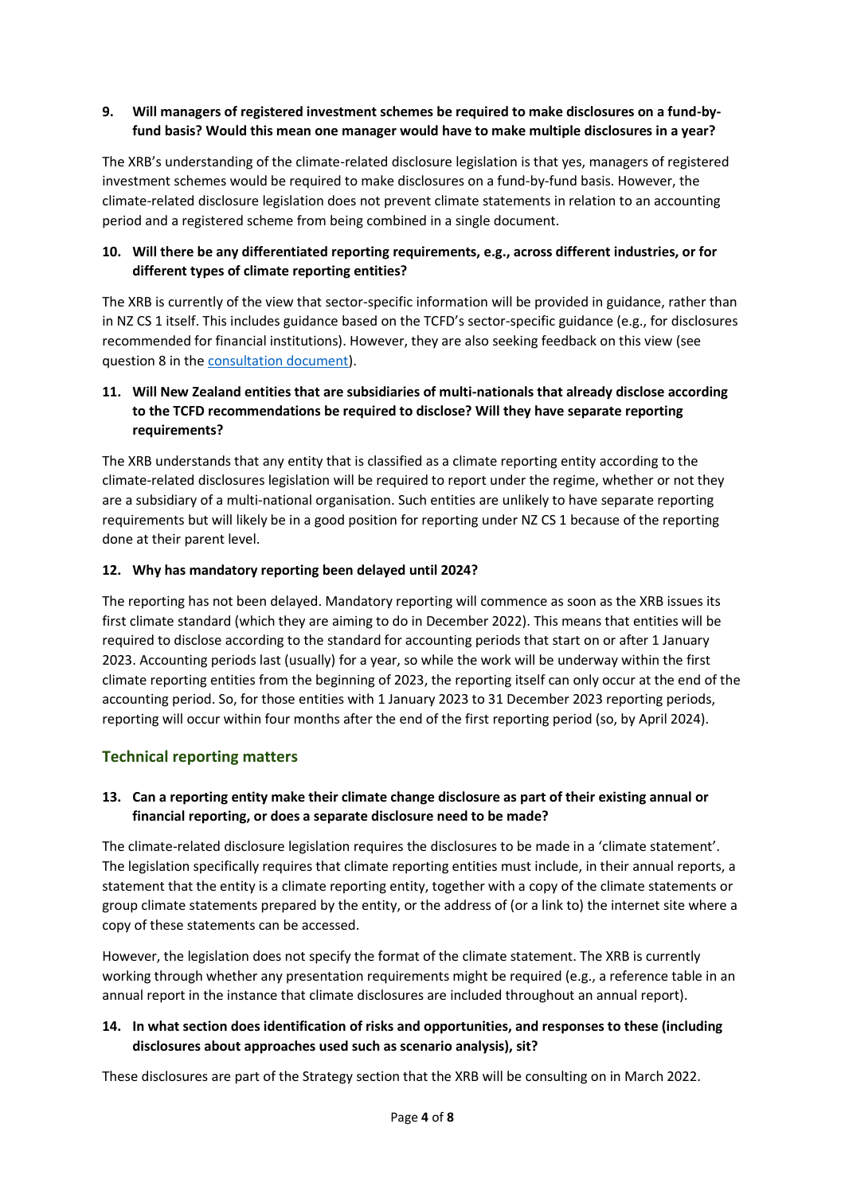**9. Will managers of registered investment schemes be required to make disclosures on a fund-by-fund basis? Would this mean one manager would have to make multiple disclosures in a year?**

The XRB's understanding of the climate-related disclosure legislation is that yes, managers of registered investment schemes would be required to make disclosures on a fund-by-fund basis. However, the climate-related disclosure legislation does not prevent climate statements in relation to an accounting period and a registered scheme from being combined in a single document.

**10. Will there be any differentiated reporting requirements, e.g., across different industries, or for different types of climate reporting entities?**

The XRB is currently of the view that sector-specific information will be provided in guidance, rather than in NZ CS 1 itself. This includes guidance based on the TCFD's sector-specific guidance (e.g., for disclosures recommended for financial institutions). However, they are also seeking feedback on this view (see question 8 in the consultation document).

**11. Will New Zealand entities that are subsidiaries of multi-nationals that already disclose according to the TCFD recommendations be required to disclose? Will they have separate reporting requirements?**

The XRB understands that any entity that is classified as a climate reporting entity according to the climate-related disclosures legislation will be required to report under the regime, whether or not they are a subsidiary of a multi-national organisation. Such entities are unlikely to have separate reporting requirements but will likely be in a good position for reporting under NZ CS 1 because of the reporting done at their parent level.

**12. Why has mandatory reporting been delayed until 2024?**

The reporting has not been delayed. Mandatory reporting will commence as soon as the XRB issues its first climate standard (which they are aiming to do in December 2022). This means that entities will be required to disclose according to the standard for accounting periods that start on or after 1 January 2023. Accounting periods last (usually) for a year, so while the work will be underway within the first climate reporting entities from the beginning of 2023, the reporting itself can only occur at the end of the accounting period. So, for those entities with 1 January 2023 to 31 December 2023 reporting periods, reporting will occur within four months after the end of the first reporting period (so, by April 2024).

## Technical reporting matters

**13. Can a reporting entity make their climate change disclosure as part of their existing annual or financial reporting, or does a separate disclosure need to be made?**

The climate-related disclosure legislation requires the disclosures to be made in a 'climate statement'. The legislation specifically requires that climate reporting entities must include, in their annual reports, a statement that the entity is a climate reporting entity, together with a copy of the climate statements or group climate statements prepared by the entity, or the address of (or a link to) the internet site where a copy of these statements can be accessed.

However, the legislation does not specify the format of the climate statement. The XRB is currently working through whether any presentation requirements might be required (e.g., a reference table in an annual report in the instance that climate disclosures are included throughout an annual report).

**14. In what section does identification of risks and opportunities, and responses to these (including disclosures about approaches used such as scenario analysis), sit?**

These disclosures are part of the Strategy section that the XRB will be consulting on in March 2022.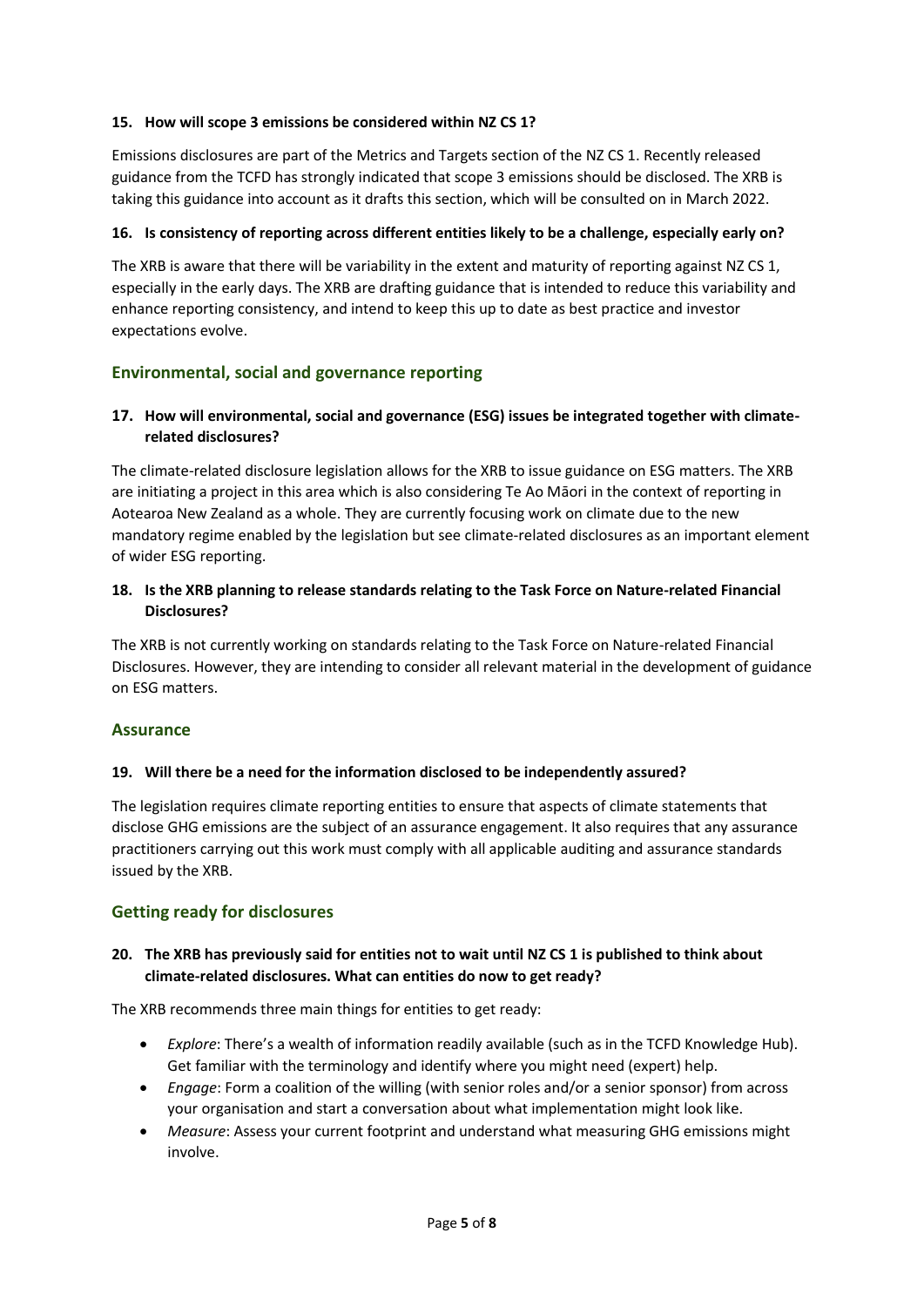**15. How will scope 3 emissions be considered within NZ CS 1?**

Emissions disclosures are part of the Metrics and Targets section of the NZ CS 1. Recently released guidance from the TCFD has strongly indicated that scope 3 emissions should be disclosed. The XRB is taking this guidance into account as it drafts this section, which will be consulted on in March 2022.

**16. Is consistency of reporting across different entities likely to be a challenge, especially early on?**

The XRB is aware that there will be variability in the extent and maturity of reporting against NZ CS 1, especially in the early days. The XRB are drafting guidance that is intended to reduce this variability and enhance reporting consistency, and intend to keep this up to date as best practice and investor expectations evolve.

## Environmental, social and governance reporting

**17. How will environmental, social and governance (ESG) issues be integrated together with climate-related disclosures?**

The climate-related disclosure legislation allows for the XRB to issue guidance on ESG matters. The XRB are initiating a project in this area which is also considering Te Ao Māori in the context of reporting in Aotearoa New Zealand as a whole. They are currently focusing work on climate due to the new mandatory regime enabled by the legislation but see climate-related disclosures as an important element of wider ESG reporting.

**18. Is the XRB planning to release standards relating to the Task Force on Nature-related Financial Disclosures?**

The XRB is not currently working on standards relating to the Task Force on Nature-related Financial Disclosures. However, they are intending to consider all relevant material in the development of guidance on ESG matters.

## Assurance

**19. Will there be a need for the information disclosed to be independently assured?**

The legislation requires climate reporting entities to ensure that aspects of climate statements that disclose GHG emissions are the subject of an assurance engagement. It also requires that any assurance practitioners carrying out this work must comply with all applicable auditing and assurance standards issued by the XRB.

## Getting ready for disclosures

**20. The XRB has previously said for entities not to wait until NZ CS 1 is published to think about climate-related disclosures. What can entities do now to get ready?**

The XRB recommends three main things for entities to get ready:

- *Explore*: There's a wealth of information readily available (such as in the TCFD Knowledge Hub). Get familiar with the terminology and identify where you might need (expert) help.
- *Engage*: Form a coalition of the willing (with senior roles and/or a senior sponsor) from across your organisation and start a conversation about what implementation might look like.
- *Measure*: Assess your current footprint and understand what measuring GHG emissions might involve.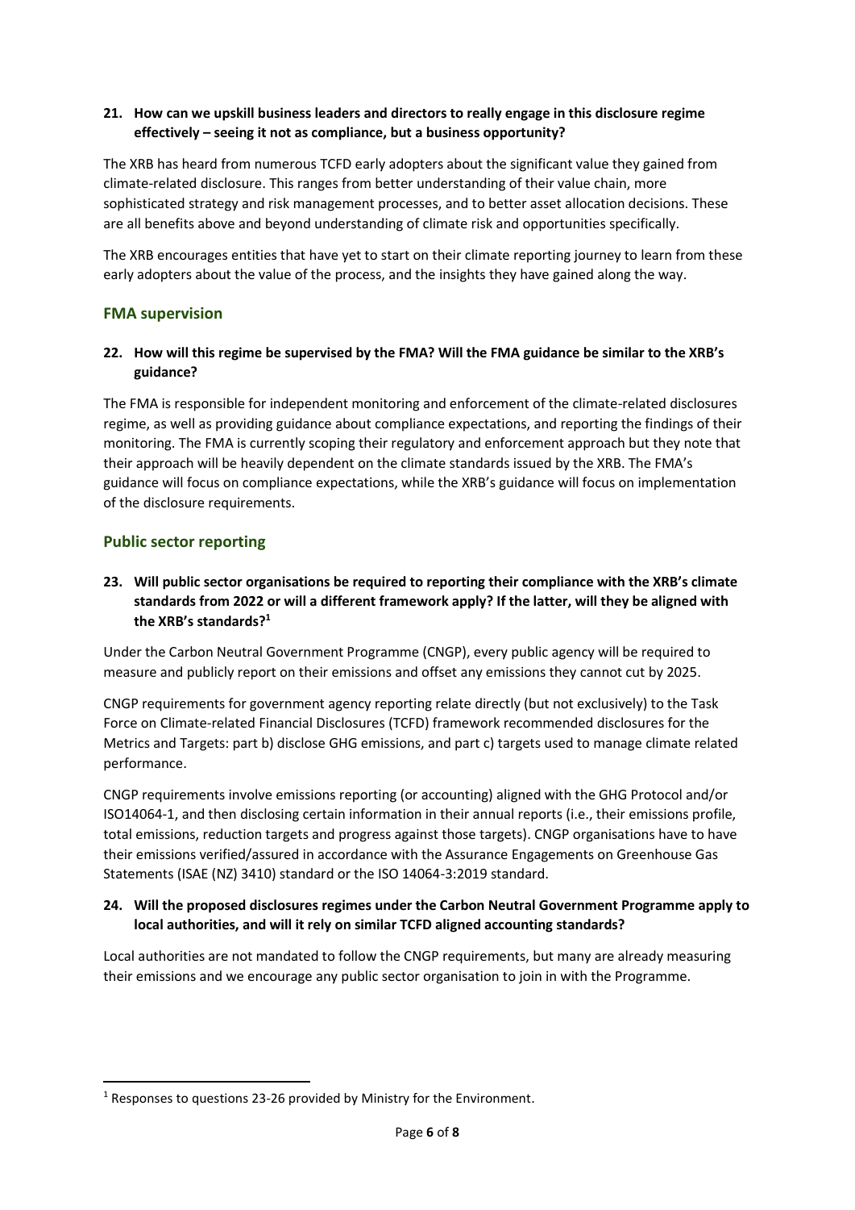**21. How can we upskill business leaders and directors to really engage in this disclosure regime effectively – seeing it not as compliance, but a business opportunity?**

The XRB has heard from numerous TCFD early adopters about the significant value they gained from climate-related disclosure. This ranges from better understanding of their value chain, more sophisticated strategy and risk management processes, and to better asset allocation decisions. These are all benefits above and beyond understanding of climate risk and opportunities specifically.

The XRB encourages entities that have yet to start on their climate reporting journey to learn from these early adopters about the value of the process, and the insights they have gained along the way.

## FMA supervision

**22. How will this regime be supervised by the FMA? Will the FMA guidance be similar to the XRB's guidance?**

The FMA is responsible for independent monitoring and enforcement of the climate-related disclosures regime, as well as providing guidance about compliance expectations, and reporting the findings of their monitoring. The FMA is currently scoping their regulatory and enforcement approach but they note that their approach will be heavily dependent on the climate standards issued by the XRB. The FMA's guidance will focus on compliance expectations, while the XRB's guidance will focus on implementation of the disclosure requirements.

## Public sector reporting

**23. Will public sector organisations be required to reporting their compliance with the XRB's climate standards from 2022 or will a different framework apply? If the latter, will they be aligned with the XRB's standards?[1]**

Under the Carbon Neutral Government Programme (CNGP), every public agency will be required to measure and publicly report on their emissions and offset any emissions they cannot cut by 2025.

CNGP requirements for government agency reporting relate directly (but not exclusively) to the Task Force on Climate-related Financial Disclosures (TCFD) framework recommended disclosures for the Metrics and Targets: part b) disclose GHG emissions, and part c) targets used to manage climate related performance.

CNGP requirements involve emissions reporting (or accounting) aligned with the GHG Protocol and/or ISO14064-1, and then disclosing certain information in their annual reports (i.e., their emissions profile, total emissions, reduction targets and progress against those targets). CNGP organisations have to have their emissions verified/assured in accordance with the Assurance Engagements on Greenhouse Gas Statements (ISAE (NZ) 3410) standard or the ISO 14064-3:2019 standard.

**24. Will the proposed disclosures regimes under the Carbon Neutral Government Programme apply to local authorities, and will it rely on similar TCFD aligned accounting standards?**

Local authorities are not mandated to follow the CNGP requirements, but many are already measuring their emissions and we encourage any public sector organisation to join in with the Programme.

[1] Responses to questions 23-26 provided by Ministry for the Environment.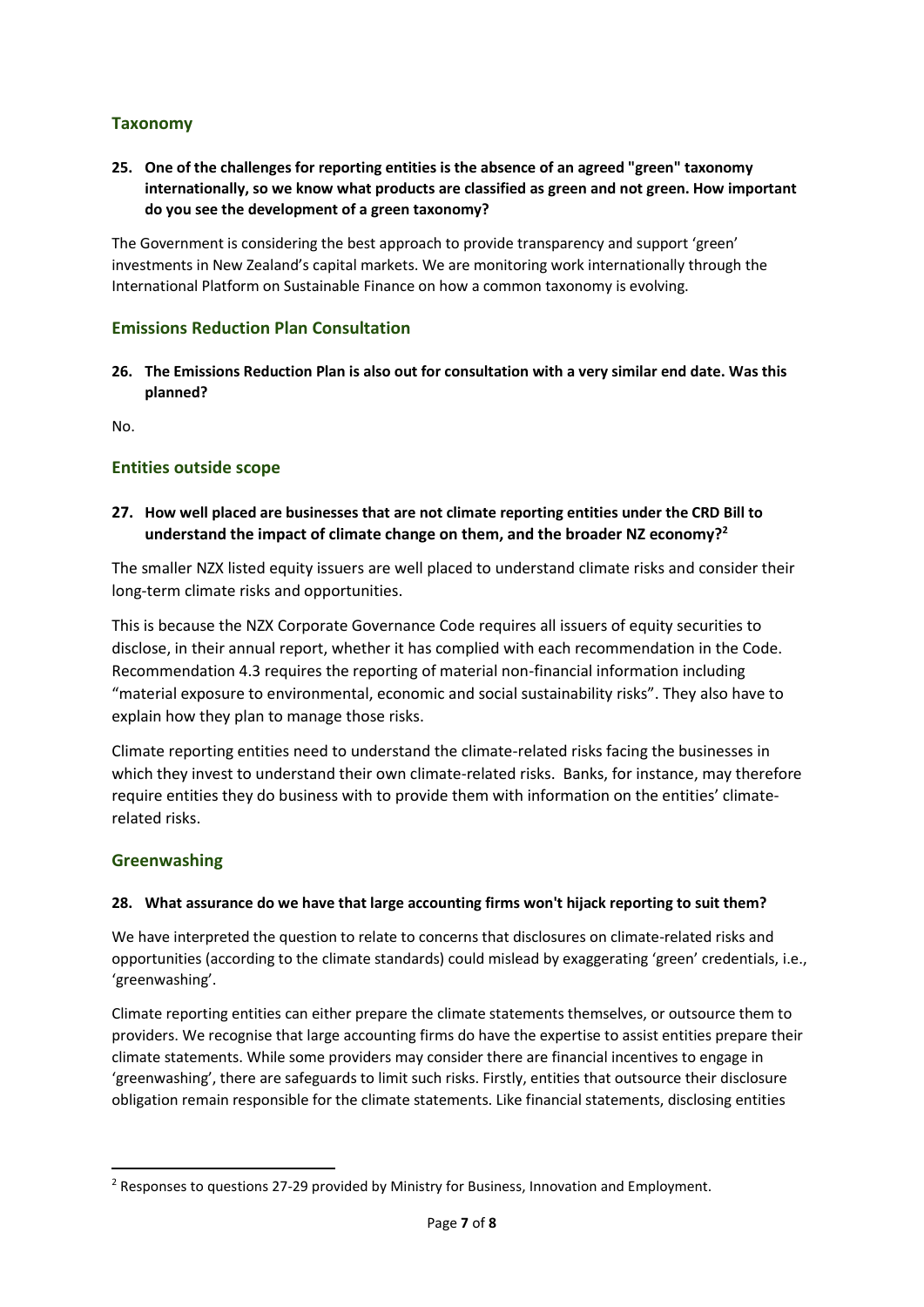## Taxonomy

**25. One of the challenges for reporting entities is the absence of an agreed "green" taxonomy internationally, so we know what products are classified as green and not green. How important do you see the development of a green taxonomy?**

The Government is considering the best approach to provide transparency and support 'green' investments in New Zealand's capital markets. We are monitoring work internationally through the International Platform on Sustainable Finance on how a common taxonomy is evolving.

## Emissions Reduction Plan Consultation

**26. The Emissions Reduction Plan is also out for consultation with a very similar end date. Was this planned?**

No.

## Entities outside scope

**27. How well placed are businesses that are not climate reporting entities under the CRD Bill to understand the impact of climate change on them, and the broader NZ economy?[2]**

The smaller NZX listed equity issuers are well placed to understand climate risks and consider their long-term climate risks and opportunities.

This is because the NZX Corporate Governance Code requires all issuers of equity securities to disclose, in their annual report, whether it has complied with each recommendation in the Code. Recommendation 4.3 requires the reporting of material non-financial information including "material exposure to environmental, economic and social sustainability risks". They also have to explain how they plan to manage those risks.

Climate reporting entities need to understand the climate-related risks facing the businesses in which they invest to understand their own climate-related risks. Banks, for instance, may therefore require entities they do business with to provide them with information on the entities' climate-related risks.

## Greenwashing

**28. What assurance do we have that large accounting firms won't hijack reporting to suit them?**

We have interpreted the question to relate to concerns that disclosures on climate-related risks and opportunities (according to the climate standards) could mislead by exaggerating 'green' credentials, i.e., 'greenwashing'.

Climate reporting entities can either prepare the climate statements themselves, or outsource them to providers. We recognise that large accounting firms do have the expertise to assist entities prepare their climate statements. While some providers may consider there are financial incentives to engage in 'greenwashing', there are safeguards to limit such risks. Firstly, entities that outsource their disclosure obligation remain responsible for the climate statements. Like financial statements, disclosing entities

[2] Responses to questions 27-29 provided by Ministry for Business, Innovation and Employment.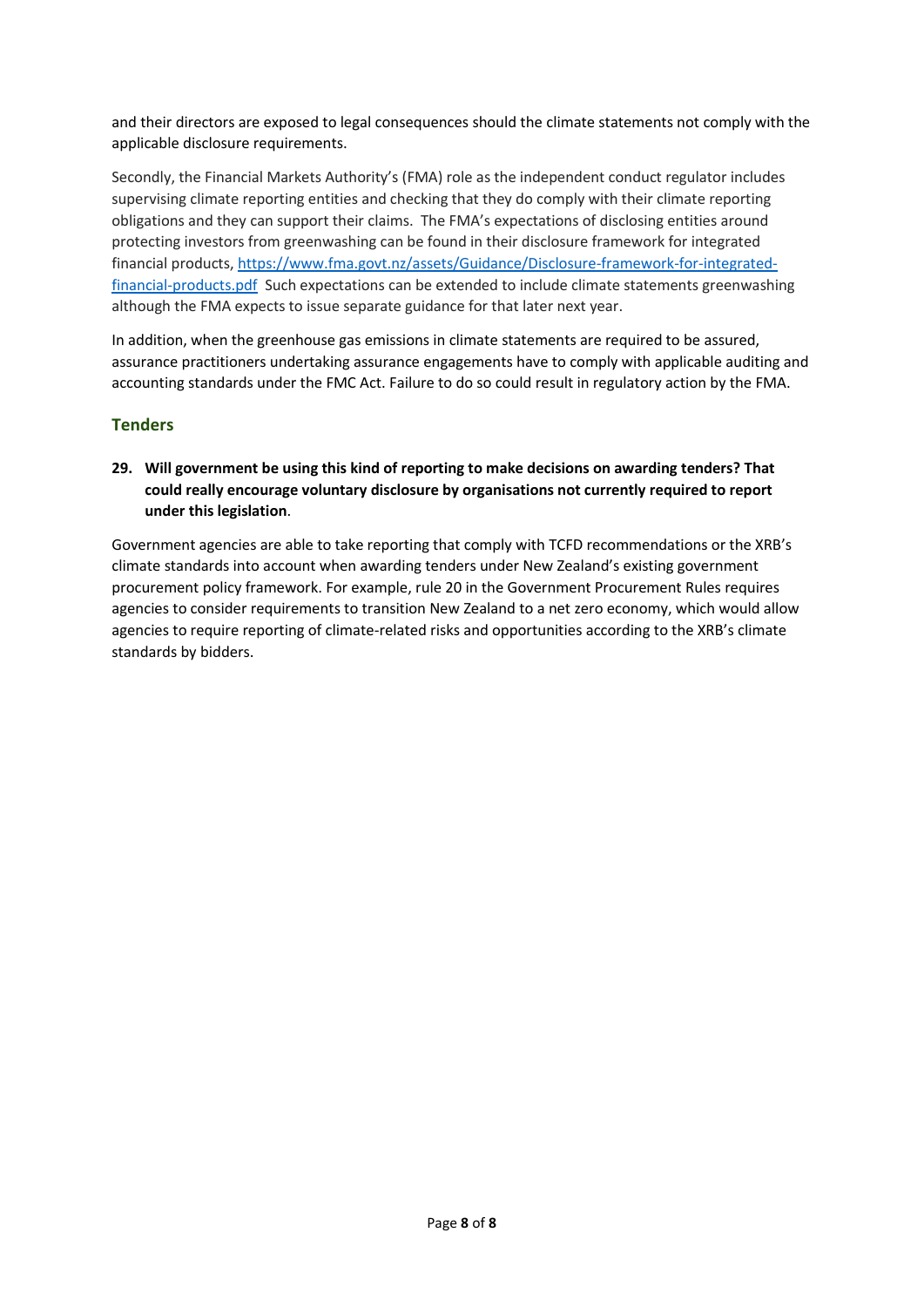and their directors are exposed to legal consequences should the climate statements not comply with the applicable disclosure requirements.

Secondly, the Financial Markets Authority's (FMA) role as the independent conduct regulator includes supervising climate reporting entities and checking that they do comply with their climate reporting obligations and they can support their claims. The FMA's expectations of disclosing entities around protecting investors from greenwashing can be found in their disclosure framework for integrated financial products, [https://www.fma.govt.nz/assets/Guidance/Disclosure-framework-for-integrated-financial-products.pdf](https://www.fma.govt.nz/assets/Guidance/Disclosure-framework-for-integrated-financial-products.pdf) Such expectations can be extended to include climate statements greenwashing although the FMA expects to issue separate guidance for that later next year.

In addition, when the greenhouse gas emissions in climate statements are required to be assured, assurance practitioners undertaking assurance engagements have to comply with applicable auditing and accounting standards under the FMC Act. Failure to do so could result in regulatory action by the FMA.

## Tenders

**29. Will government be using this kind of reporting to make decisions on awarding tenders? That could really encourage voluntary disclosure by organisations not currently required to report under this legislation**.

Government agencies are able to take reporting that comply with TCFD recommendations or the XRB's climate standards into account when awarding tenders under New Zealand's existing government procurement policy framework. For example, rule 20 in the Government Procurement Rules requires agencies to consider requirements to transition New Zealand to a net zero economy, which would allow agencies to require reporting of climate-related risks and opportunities according to the XRB's climate standards by bidders.